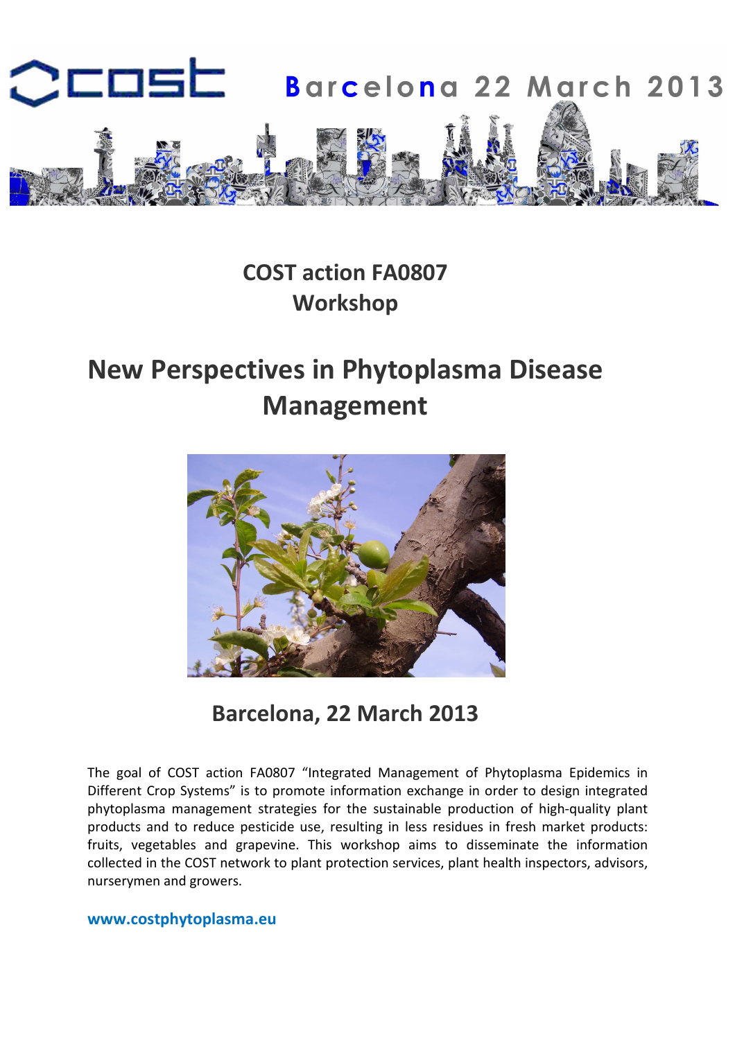Barcelona 22 March 2013

## COST action FA0807
## Workshop

# New Perspectives in Phytoplasma Disease Management

## Barcelona, 22 March 2013

The goal of COST action FA0807 "Integrated Management of Phytoplasma Epidemics in Different Crop Systems" is to promote information exchange in order to design integrated phytoplasma management strategies for the sustainable production of high-quality plant products and to reduce pesticide use, resulting in less residues in fresh market products: fruits, vegetables and grapevine. This workshop aims to disseminate the information collected in the COST network to plant protection services, plant health inspectors, advisors, nurserymen and growers.

**www.costphytoplasma.eu**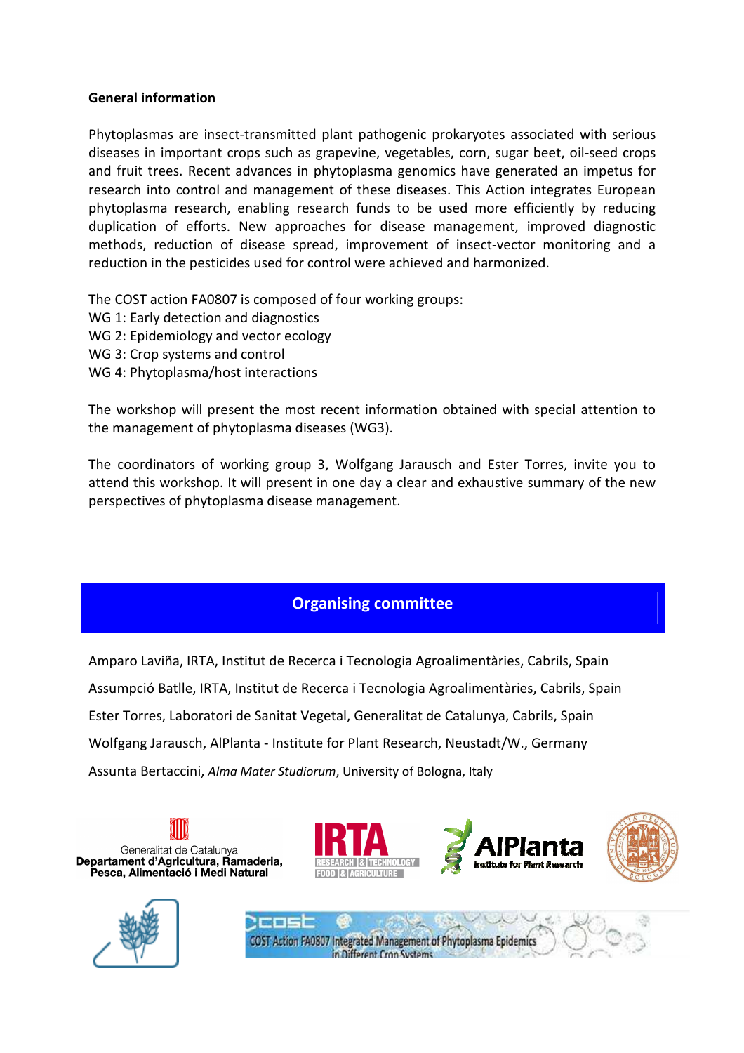**General information**

Phytoplasmas are insect-transmitted plant pathogenic prokaryotes associated with serious diseases in important crops such as grapevine, vegetables, corn, sugar beet, oil-seed crops and fruit trees. Recent advances in phytoplasma genomics have generated an impetus for research into control and management of these diseases. This Action integrates European phytoplasma research, enabling research funds to be used more efficiently by reducing duplication of efforts. New approaches for disease management, improved diagnostic methods, reduction of disease spread, improvement of insect-vector monitoring and a reduction in the pesticides used for control were achieved and harmonized.

The COST action FA0807 is composed of four working groups:
WG 1: Early detection and diagnostics
WG 2: Epidemiology and vector ecology
WG 3: Crop systems and control
WG 4: Phytoplasma/host interactions

The workshop will present the most recent information obtained with special attention to the management of phytoplasma diseases (WG3).

The coordinators of working group 3, Wolfgang Jarausch and Ester Torres, invite you to attend this workshop. It will present in one day a clear and exhaustive summary of the new perspectives of phytoplasma disease management.

## Organising committee

Amparo Laviña, IRTA, Institut de Recerca i Tecnologia Agroalimentàries, Cabrils, Spain

Assumpció Batlle, IRTA, Institut de Recerca i Tecnologia Agroalimentàries, Cabrils, Spain

Ester Torres, Laboratori de Sanitat Vegetal, Generalitat de Catalunya, Cabrils, Spain

Wolfgang Jarausch, AlPlanta - Institute for Plant Research, Neustadt/W., Germany

Assunta Bertaccini, *Alma Mater Studiorum*, University of Bologna, Italy

Generalitat de Catalunya
Departament d'Agricultura, Ramaderia, Pesca, Alimentació i Medi Natural

IRTA RESEARCH & TECHNOLOGY FOOD & AGRICULTURE

AlPlanta Institute for Plant Research

COST Action FA0807 Integrated Management of Phytoplasma Epidemics in Different Crop Systems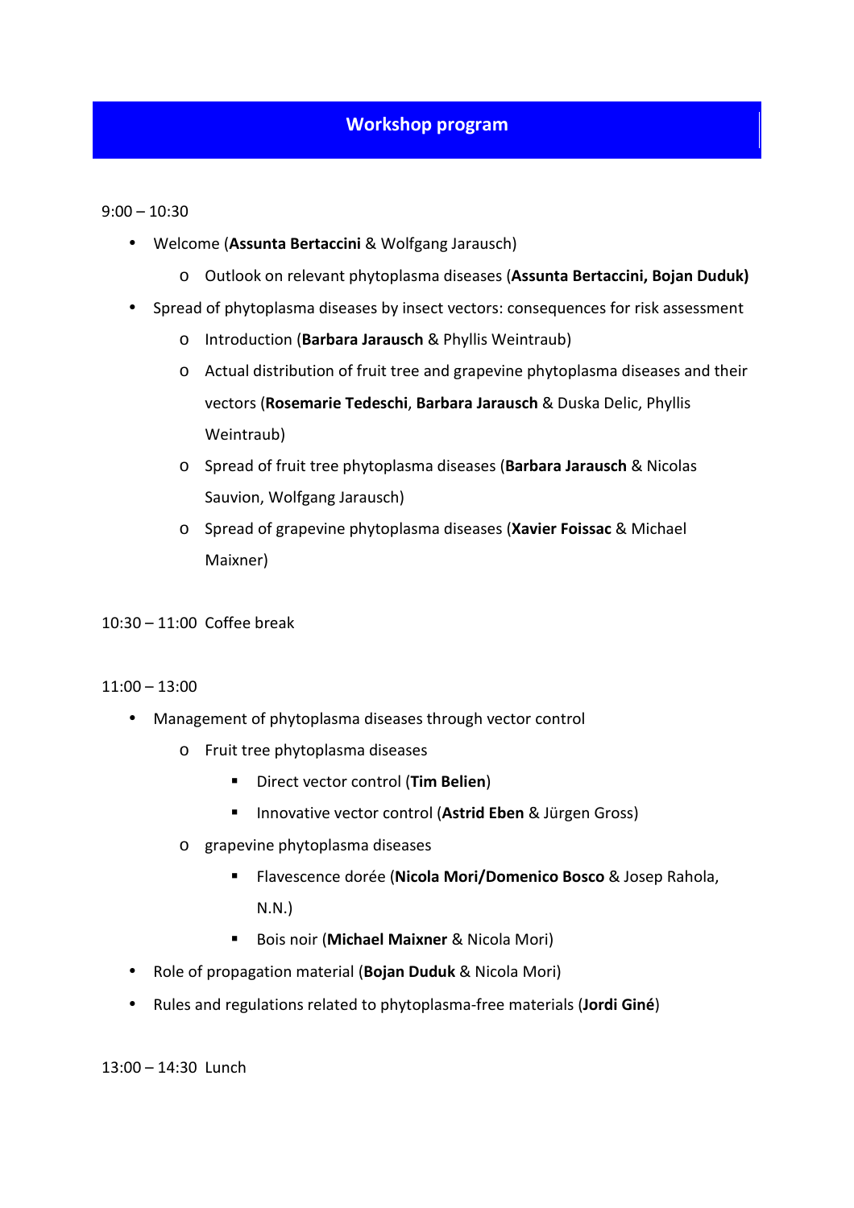## Workshop program

9:00 – 10:30

- Welcome (**Assunta Bertaccini** & Wolfgang Jarausch)
    - Outlook on relevant phytoplasma diseases (**Assunta Bertaccini, Bojan Duduk)**
- Spread of phytoplasma diseases by insect vectors: consequences for risk assessment
    - Introduction (**Barbara Jarausch** & Phyllis Weintraub)
    - Actual distribution of fruit tree and grapevine phytoplasma diseases and their vectors (**Rosemarie Tedeschi**, **Barbara Jarausch** & Duska Delic, Phyllis Weintraub)
    - Spread of fruit tree phytoplasma diseases (**Barbara Jarausch** & Nicolas Sauvion, Wolfgang Jarausch)
    - Spread of grapevine phytoplasma diseases (**Xavier Foissac** & Michael Maixner)

10:30 – 11:00 Coffee break

11:00 – 13:00

- Management of phytoplasma diseases through vector control
    - Fruit tree phytoplasma diseases
        - Direct vector control (**Tim Belien**)
        - Innovative vector control (**Astrid Eben** & Jürgen Gross)
    - grapevine phytoplasma diseases
        - Flavescence dorée (**Nicola Mori/Domenico Bosco** & Josep Rahola, N.N.)
        - Bois noir (**Michael Maixner** & Nicola Mori)
- Role of propagation material (**Bojan Duduk** & Nicola Mori)
- Rules and regulations related to phytoplasma-free materials (**Jordi Giné**)

13:00 – 14:30 Lunch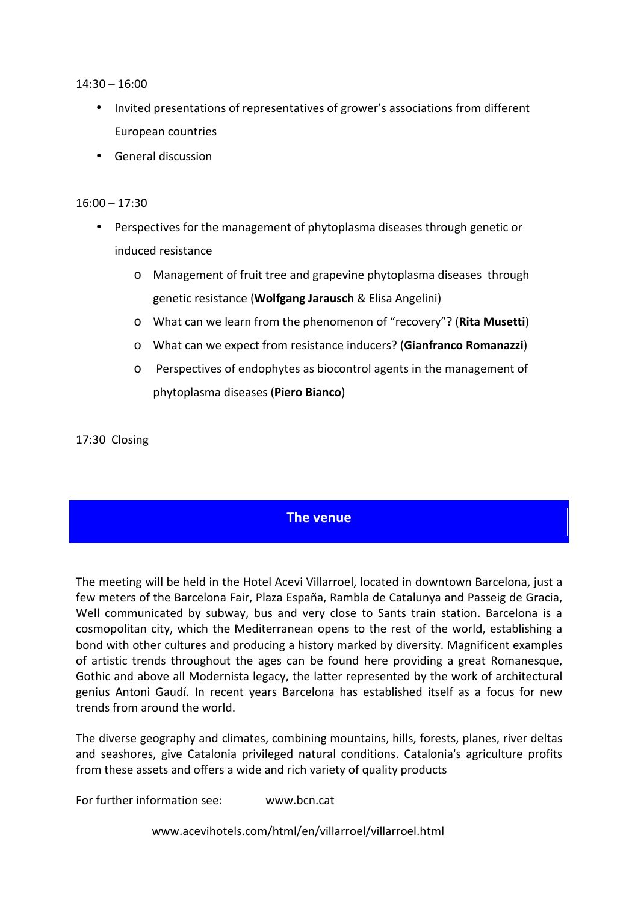14:30 – 16:00

- Invited presentations of representatives of grower's associations from different European countries
- General discussion

16:00 – 17:30

- Perspectives for the management of phytoplasma diseases through genetic or induced resistance
  - Management of fruit tree and grapevine phytoplasma diseases through genetic resistance (**Wolfgang Jarausch** & Elisa Angelini)
  - What can we learn from the phenomenon of "recovery"? (**Rita Musetti**)
  - What can we expect from resistance inducers? (**Gianfranco Romanazzi**)
  - Perspectives of endophytes as biocontrol agents in the management of phytoplasma diseases (**Piero Bianco**)

17:30 Closing

## The venue

The meeting will be held in the Hotel Acevi Villarroel, located in downtown Barcelona, just a few meters of the Barcelona Fair, Plaza España, Rambla de Catalunya and Passeig de Gracia, Well communicated by subway, bus and very close to Sants train station. Barcelona is a cosmopolitan city, which the Mediterranean opens to the rest of the world, establishing a bond with other cultures and producing a history marked by diversity. Magnificent examples of artistic trends throughout the ages can be found here providing a great Romanesque, Gothic and above all Modernista legacy, the latter represented by the work of architectural genius Antoni Gaudí. In recent years Barcelona has established itself as a focus for new trends from around the world.

The diverse geography and climates, combining mountains, hills, forests, planes, river deltas and seashores, give Catalonia privileged natural conditions. Catalonia's agriculture profits from these assets and offers a wide and rich variety of quality products

For further information see: www.bcn.cat

www.acevihotels.com/html/en/villarroel/villarroel.html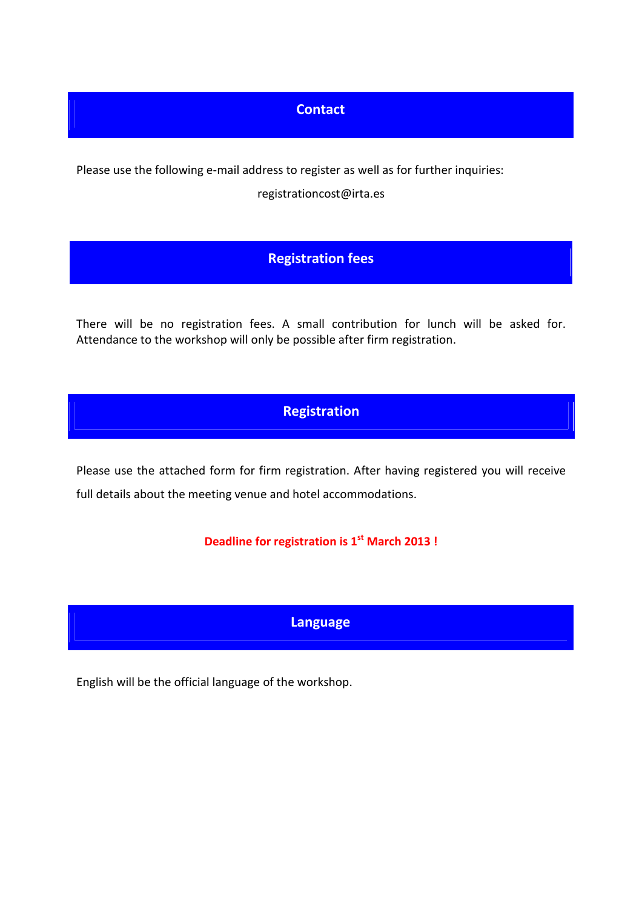## Contact

Please use the following e-mail address to register as well as for further inquiries:

registrationcost@irta.es

## Registration fees

There will be no registration fees. A small contribution for lunch will be asked for. Attendance to the workshop will only be possible after firm registration.

## Registration

Please use the attached form for firm registration. After having registered you will receive full details about the meeting venue and hotel accommodations.

**Deadline for registration is 1st March 2013 !**

## Language

English will be the official language of the workshop.